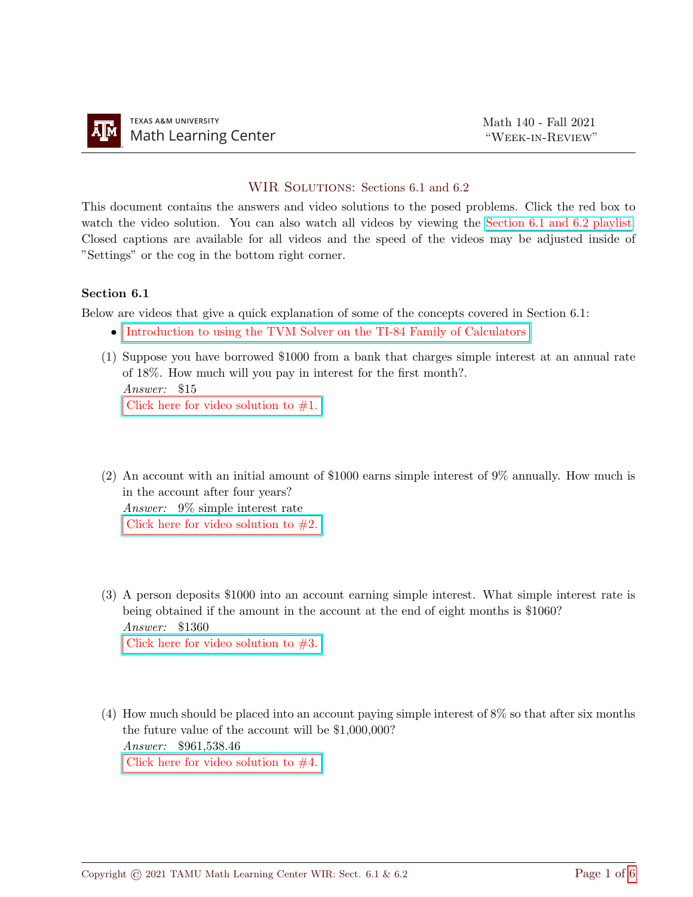Texas A&M University Math Learning Center

Math 140 - Fall 2021
"Week-in-Review"

## WIR Solutions: Sections 6.1 and 6.2

This document contains the answers and video solutions to the posed problems. Click the red box to watch the video solution. You can also watch all videos by viewing the Section 6.1 and 6.2 playlist. Closed captions are available for all videos and the speed of the videos may be adjusted inside of "Settings" or the cog in the bottom right corner.

### Section 6.1

Below are videos that give a quick explanation of some of the concepts covered in Section 6.1:

- Introduction to using the TVM Solver on the TI-84 Family of Calculators

(1) Suppose you have borrowed $1000 from a bank that charges simple interest at an annual rate of 18%. How much will you pay in interest for the first month?.
*Answer:* $15
Click here for video solution to #1.

(2) An account with an initial amount of $1000 earns simple interest of 9% annually. How much is in the account after four years?
*Answer:* 9% simple interest rate
Click here for video solution to #2.

(3) A person deposits $1000 into an account earning simple interest. What simple interest rate is being obtained if the amount in the account at the end of eight months is $1060?
*Answer:* $1360
Click here for video solution to #3.

(4) How much should be placed into an account paying simple interest of 8% so that after six months the future value of the account will be $1,000,000?
*Answer:* $961,538.46
Click here for video solution to #4.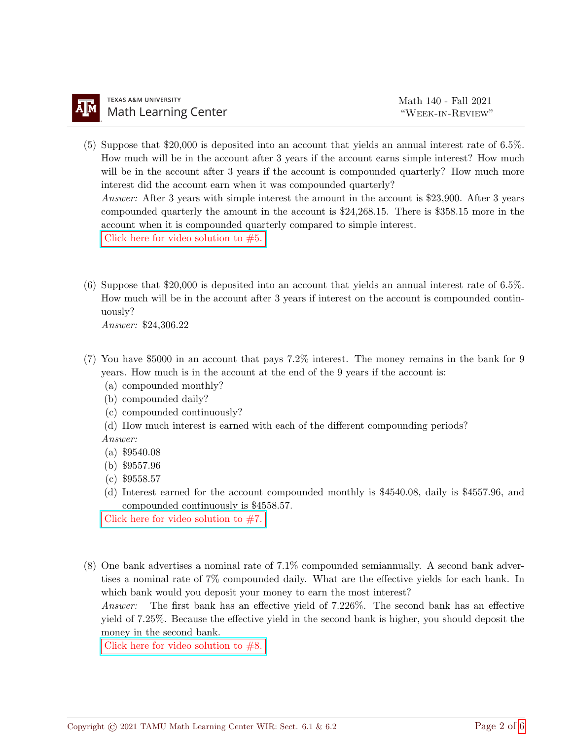(5) Suppose that \$20,000 is deposited into an account that yields an annual interest rate of 6.5%. How much will be in the account after 3 years if the account earns simple interest? How much will be in the account after 3 years if the account is compounded quarterly? How much more interest did the account earn when it was compounded quarterly?

*Answer:* After 3 years with simple interest the amount in the account is \$23,900. After 3 years compounded quarterly the amount in the account is \$24,268.15. There is \$358.15 more in the account when it is compounded quarterly compared to simple interest.

Click here for video solution to #5.

(6) Suppose that \$20,000 is deposited into an account that yields an annual interest rate of 6.5%. How much will be in the account after 3 years if interest on the account is compounded continuously?

*Answer:* \$24,306.22

(7) You have \$5000 in an account that pays 7.2% interest. The money remains in the bank for 9 years. How much is in the account at the end of the 9 years if the account is:

(a) compounded monthly?

(b) compounded daily?

(c) compounded continuously?

(d) How much interest is earned with each of the different compounding periods?

*Answer:*

(a) \$9540.08

(b) \$9557.96

(c) \$9558.57

(d) Interest earned for the account compounded monthly is \$4540.08, daily is \$4557.96, and compounded continuously is \$4558.57.

Click here for video solution to #7.

(8) One bank advertises a nominal rate of 7.1% compounded semiannually. A second bank advertises a nominal rate of 7% compounded daily. What are the effective yields for each bank. In which bank would you deposit your money to earn the most interest?

*Answer:* The first bank has an effective yield of 7.226%. The second bank has an effective yield of 7.25%. Because the effective yield in the second bank is higher, you should deposit the money in the second bank.

Click here for video solution to #8.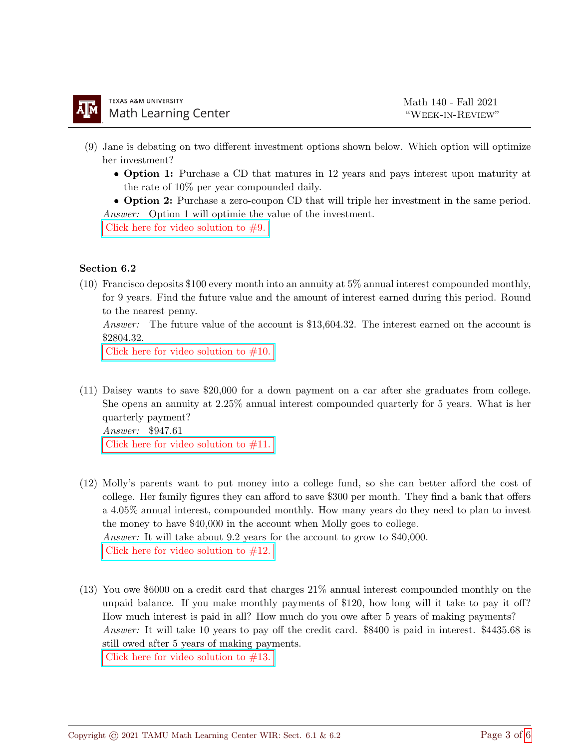(9) Jane is debating on two different investment options shown below. Which option will optimize her investment?

- **Option 1:** Purchase a CD that matures in 12 years and pays interest upon maturity at the rate of 10% per year compounded daily.
- **Option 2:** Purchase a zero-coupon CD that will triple her investment in the same period.

*Answer:* Option 1 will optimie the value of the investment.

Click here for video solution to #9.

**Section 6.2**

(10) Francisco deposits $100 every month into an annuity at 5% annual interest compounded monthly, for 9 years. Find the future value and the amount of interest earned during this period. Round to the nearest penny.

*Answer:* The future value of the account is $13,604.32. The interest earned on the account is $2804.32.

Click here for video solution to #10.

(11) Daisey wants to save $20,000 for a down payment on a car after she graduates from college. She opens an annuity at 2.25% annual interest compounded quarterly for 5 years. What is her quarterly payment?

*Answer:* $947.61

Click here for video solution to #11.

(12) Molly's parents want to put money into a college fund, so she can better afford the cost of college. Her family figures they can afford to save $300 per month. They find a bank that offers a 4.05% annual interest, compounded monthly. How many years do they need to plan to invest the money to have $40,000 in the account when Molly goes to college.

*Answer:* It will take about 9.2 years for the account to grow to $40,000.

Click here for video solution to #12.

(13) You owe $6000 on a credit card that charges 21% annual interest compounded monthly on the unpaid balance. If you make monthly payments of $120, how long will it take to pay it off? How much interest is paid in all? How much do you owe after 5 years of making payments?

*Answer:* It will take 10 years to pay off the credit card. $8400 is paid in interest. $4435.68 is still owed after 5 years of making payments.

Click here for video solution to #13.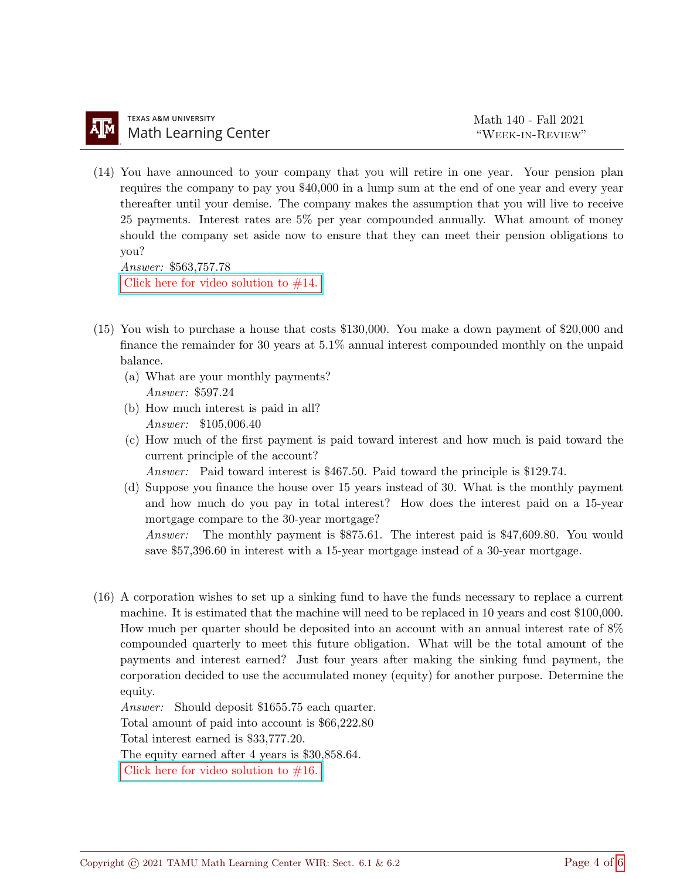(14) You have announced to your company that you will retire in one year. Your pension plan requires the company to pay you $40,000 in a lump sum at the end of one year and every year thereafter until your demise. The company makes the assumption that you will live to receive 25 payments. Interest rates are 5% per year compounded annually. What amount of money should the company set aside now to ensure that they can meet their pension obligations to you?

*Answer:* $563,757.78

Click here for video solution to #14.

(15) You wish to purchase a house that costs $130,000. You make a down payment of $20,000 and finance the remainder for 30 years at 5.1% annual interest compounded monthly on the unpaid balance.

(a) What are your monthly payments?
*Answer:* $597.24

(b) How much interest is paid in all?
*Answer:* $105,006.40

(c) How much of the first payment is paid toward interest and how much is paid toward the current principle of the account?
*Answer:* Paid toward interest is $467.50. Paid toward the principle is $129.74.

(d) Suppose you finance the house over 15 years instead of 30. What is the monthly payment and how much do you pay in total interest? How does the interest paid on a 15-year mortgage compare to the 30-year mortgage?
*Answer:* The monthly payment is $875.61. The interest paid is $47,609.80. You would save $57,396.60 in interest with a 15-year mortgage instead of a 30-year mortgage.

(16) A corporation wishes to set up a sinking fund to have the funds necessary to replace a current machine. It is estimated that the machine will need to be replaced in 10 years and cost $100,000. How much per quarter should be deposited into an account with an annual interest rate of 8% compounded quarterly to meet this future obligation. What will be the total amount of the payments and interest earned? Just four years after making the sinking fund payment, the corporation decided to use the accumulated money (equity) for another purpose. Determine the equity.

*Answer:* Should deposit $1655.75 each quarter.
Total amount of paid into account is $66,222.80
Total interest earned is $33,777.20.
The equity earned after 4 years is $30,858.64.

Click here for video solution to #16.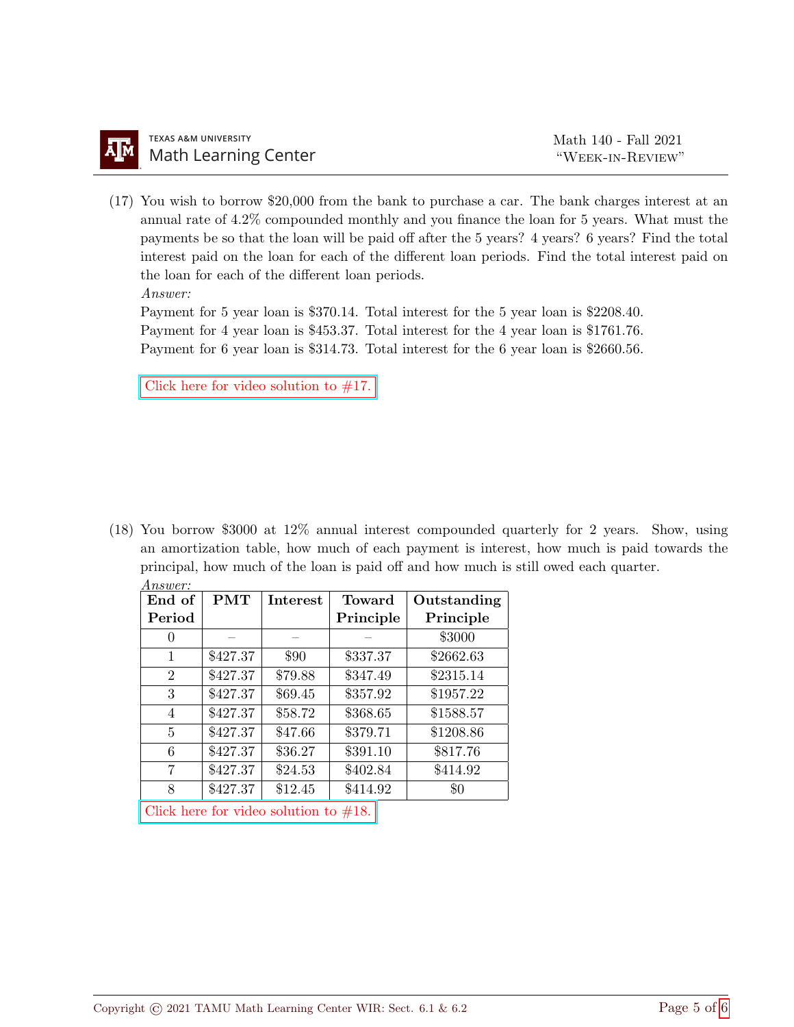(17) You wish to borrow \$20,000 from the bank to purchase a car. The bank charges interest at an annual rate of 4.2% compounded monthly and you finance the loan for 5 years. What must the payments be so that the loan will be paid off after the 5 years? 4 years? 6 years? Find the total interest paid on the loan for each of the different loan periods. Find the total interest paid on the loan for each of the different loan periods.

*Answer:*

Payment for 5 year loan is \$370.14. Total interest for the 5 year loan is \$2208.40.
Payment for 4 year loan is \$453.37. Total interest for the 4 year loan is \$1761.76.
Payment for 6 year loan is \$314.73. Total interest for the 6 year loan is \$2660.56.

Click here for video solution to #17.

(18) You borrow \$3000 at 12% annual interest compounded quarterly for 2 years. Show, using an amortization table, how much of each payment is interest, how much is paid towards the principal, how much of the loan is paid off and how much is still owed each quarter.

*Answer:*

| End of Period | PMT | Interest | Toward Principle | Outstanding Principle |
|---|---|---|---|---|
| 0 | – | – | – | \$3000 |
| 1 | \$427.37 | \$90 | \$337.37 | \$2662.63 |
| 2 | \$427.37 | \$79.88 | \$347.49 | \$2315.14 |
| 3 | \$427.37 | \$69.45 | \$357.92 | \$1957.22 |
| 4 | \$427.37 | \$58.72 | \$368.65 | \$1588.57 |
| 5 | \$427.37 | \$47.66 | \$379.71 | \$1208.86 |
| 6 | \$427.37 | \$36.27 | \$391.10 | \$817.76 |
| 7 | \$427.37 | \$24.53 | \$402.84 | \$414.92 |
| 8 | \$427.37 | \$12.45 | \$414.92 | \$0 |

Click here for video solution to #18.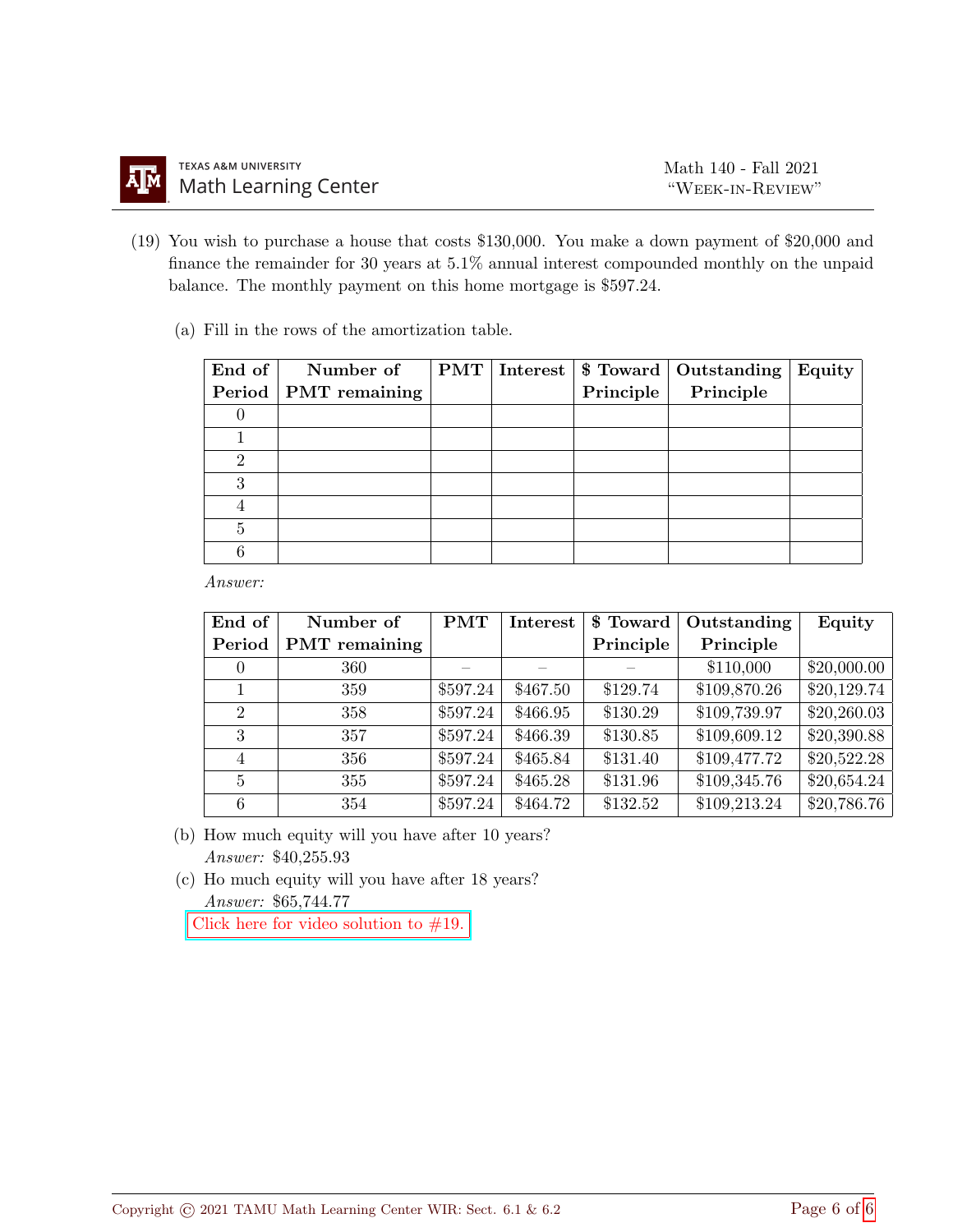(19) You wish to purchase a house that costs \$130,000. You make a down payment of \$20,000 and finance the remainder for 30 years at 5.1% annual interest compounded monthly on the unpaid balance. The monthly payment on this home mortgage is \$597.24.

(a) Fill in the rows of the amortization table.

| End of Period | Number of PMT remaining | PMT | Interest | \$ Toward Principle | Outstanding Principle | Equity |
|---|---|---|---|---|---|---|
| 0 | | | | | | |
| 1 | | | | | | |
| 2 | | | | | | |
| 3 | | | | | | |
| 4 | | | | | | |
| 5 | | | | | | |
| 6 | | | | | | |

*Answer:*

| End of Period | Number of PMT remaining | PMT | Interest | \$ Toward Principle | Outstanding Principle | Equity |
|---|---|---|---|---|---|---|
| 0 | 360 | – | – | – | \$110,000 | \$20,000.00 |
| 1 | 359 | \$597.24 | \$467.50 | \$129.74 | \$109,870.26 | \$20,129.74 |
| 2 | 358 | \$597.24 | \$466.95 | \$130.29 | \$109,739.97 | \$20,260.03 |
| 3 | 357 | \$597.24 | \$466.39 | \$130.85 | \$109,609.12 | \$20,390.88 |
| 4 | 356 | \$597.24 | \$465.84 | \$131.40 | \$109,477.72 | \$20,522.28 |
| 5 | 355 | \$597.24 | \$465.28 | \$131.96 | \$109,345.76 | \$20,654.24 |
| 6 | 354 | \$597.24 | \$464.72 | \$132.52 | \$109,213.24 | \$20,786.76 |

(b) How much equity will you have after 10 years?
*Answer:* \$40,255.93

(c) Ho much equity will you have after 18 years?
*Answer:* \$65,744.77

Click here for video solution to #19.